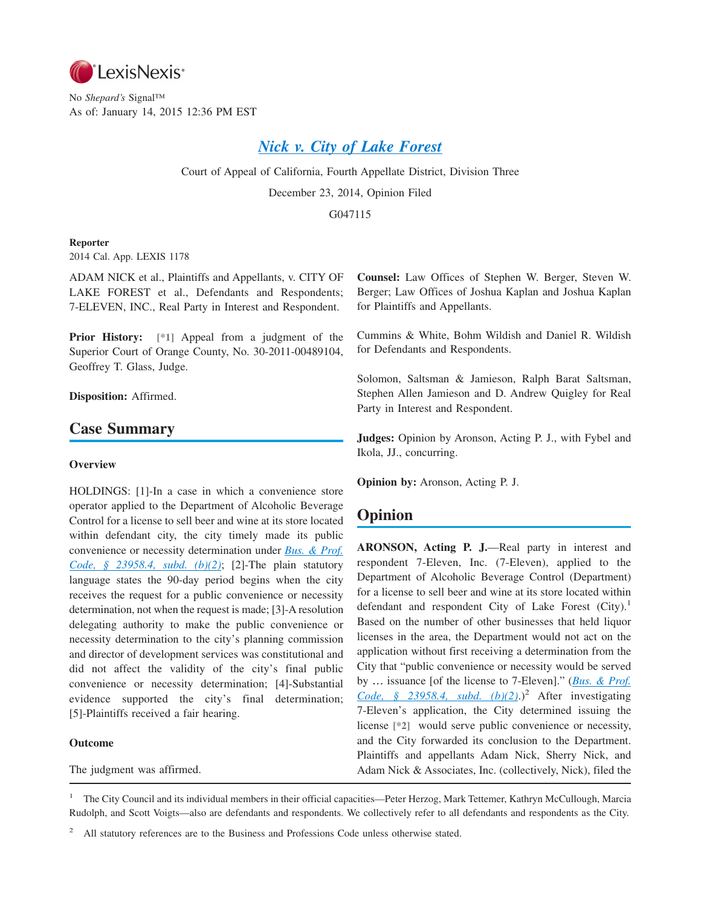No *Shepard's* Signal™
As of: January 14, 2015 12:36 PM EST

# Nick v. City of Lake Forest

Court of Appeal of California, Fourth Appellate District, Division Three

December 23, 2014, Opinion Filed

G047115

**Reporter**

2014 Cal. App. LEXIS 1178

ADAM NICK et al., Plaintiffs and Appellants, v. CITY OF LAKE FOREST et al., Defendants and Respondents; 7-ELEVEN, INC., Real Party in Interest and Respondent.

**Prior History:** [*1] Appeal from a judgment of the Superior Court of Orange County, No. 30-2011-00489104, Geoffrey T. Glass, Judge.

**Disposition:** Affirmed.

## Case Summary

### Overview

HOLDINGS: [1]-In a case in which a convenience store operator applied to the Department of Alcoholic Beverage Control for a license to sell beer and wine at its store located within defendant city, the city timely made its public convenience or necessity determination under Bus. & Prof. Code, § 23958.4, subd. (b)(2); [2]-The plain statutory language states the 90-day period begins when the city receives the request for a public convenience or necessity determination, not when the request is made; [3]-A resolution delegating authority to make the public convenience or necessity determination to the city's planning commission and director of development services was constitutional and did not affect the validity of the city's final public convenience or necessity determination; [4]-Substantial evidence supported the city's final determination; [5]-Plaintiffs received a fair hearing.

### Outcome

The judgment was affirmed.

**Counsel:** Law Offices of Stephen W. Berger, Steven W. Berger; Law Offices of Joshua Kaplan and Joshua Kaplan for Plaintiffs and Appellants.

Cummins & White, Bohm Wildish and Daniel R. Wildish for Defendants and Respondents.

Solomon, Saltsman & Jamieson, Ralph Barat Saltsman, Stephen Allen Jamieson and D. Andrew Quigley for Real Party in Interest and Respondent.

**Judges:** Opinion by Aronson, Acting P. J., with Fybel and Ikola, JJ., concurring.

**Opinion by:** Aronson, Acting P. J.

## Opinion

**ARONSON, Acting P. J.**—Real party in interest and respondent 7-Eleven, Inc. (7-Eleven), applied to the Department of Alcoholic Beverage Control (Department) for a license to sell beer and wine at its store located within defendant and respondent City of Lake Forest (City).[1] Based on the number of other businesses that held liquor licenses in the area, the Department would not act on the application without first receiving a determination from the City that "public convenience or necessity would be served by … issuance [of the license to 7-Eleven]." (Bus. & Prof. Code, § 23958.4, subd. (b)(2).)[2] After investigating 7-Eleven's application, the City determined issuing the license [*2] would serve public convenience or necessity, and the City forwarded its conclusion to the Department. Plaintiffs and appellants Adam Nick, Sherry Nick, and Adam Nick & Associates, Inc. (collectively, Nick), filed the

---

[1] The City Council and its individual members in their official capacities—Peter Herzog, Mark Tettemer, Kathryn McCullough, Marcia Rudolph, and Scott Voigts—also are defendants and respondents. We collectively refer to all defendants and respondents as the City.

[2] All statutory references are to the Business and Professions Code unless otherwise stated.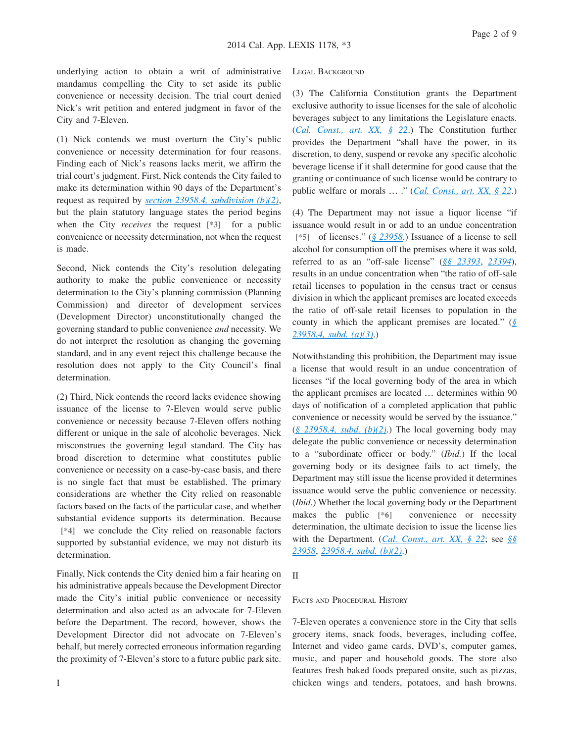underlying action to obtain a writ of administrative mandamus compelling the City to set aside its public convenience or necessity decision. The trial court denied Nick's writ petition and entered judgment in favor of the City and 7-Eleven.

(1) Nick contends we must overturn the City's public convenience or necessity determination for four reasons. Finding each of Nick's reasons lacks merit, we affirm the trial court's judgment. First, Nick contends the City failed to make its determination within 90 days of the Department's request as required by section 23958.4, subdivision (b)(2), but the plain statutory language states the period begins when the City *receives* the request [*3] for a public convenience or necessity determination, not when the request is made.

Second, Nick contends the City's resolution delegating authority to make the public convenience or necessity determination to the City's planning commission (Planning Commission) and director of development services (Development Director) unconstitutionally changed the governing standard to public convenience *and* necessity. We do not interpret the resolution as changing the governing standard, and in any event reject this challenge because the resolution does not apply to the City Council's final determination.

(2) Third, Nick contends the record lacks evidence showing issuance of the license to 7-Eleven would serve public convenience or necessity because 7-Eleven offers nothing different or unique in the sale of alcoholic beverages. Nick misconstrues the governing legal standard. The City has broad discretion to determine what constitutes public convenience or necessity on a case-by-case basis, and there is no single fact that must be established. The primary considerations are whether the City relied on reasonable factors based on the facts of the particular case, and whether substantial evidence supports its determination. Because [*4] we conclude the City relied on reasonable factors supported by substantial evidence, we may not disturb its determination.

Finally, Nick contends the City denied him a fair hearing on his administrative appeals because the Development Director made the City's initial public convenience or necessity determination and also acted as an advocate for 7-Eleven before the Department. The record, however, shows the Development Director did not advocate on 7-Eleven's behalf, but merely corrected erroneous information regarding the proximity of 7-Eleven's store to a future public park site.

I

LEGAL BACKGROUND

(3) The California Constitution grants the Department exclusive authority to issue licenses for the sale of alcoholic beverages subject to any limitations the Legislature enacts. (Cal. Const., art. XX, § 22.) The Constitution further provides the Department "shall have the power, in its discretion, to deny, suspend or revoke any specific alcoholic beverage license if it shall determine for good cause that the granting or continuance of such license would be contrary to public welfare or morals … ." (Cal. Const., art. XX, § 22.)

(4) The Department may not issue a liquor license "if issuance would result in or add to an undue concentration [*5] of licenses." (§ 23958.) Issuance of a license to sell alcohol for consumption off the premises where it was sold, referred to as an "off-sale license" (§§ 23393, 23394), results in an undue concentration when "the ratio of off-sale retail licenses to population in the census tract or census division in which the applicant premises are located exceeds the ratio of off-sale retail licenses to population in the county in which the applicant premises are located." (§ 23958.4, subd. (a)(3).)

Notwithstanding this prohibition, the Department may issue a license that would result in an undue concentration of licenses "if the local governing body of the area in which the applicant premises are located … determines within 90 days of notification of a completed application that public convenience or necessity would be served by the issuance." (§ 23958.4, subd. (b)(2).) The local governing body may delegate the public convenience or necessity determination to a "subordinate officer or body." (*Ibid.*) If the local governing body or its designee fails to act timely, the Department may still issue the license provided it determines issuance would serve the public convenience or necessity. (*Ibid.*) Whether the local governing body or the Department makes the public [*6] convenience or necessity determination, the ultimate decision to issue the license lies with the Department. (Cal. Const., art. XX, § 22; see §§ 23958, 23958.4, subd. (b)(2).)

II

FACTS AND PROCEDURAL HISTORY

7-Eleven operates a convenience store in the City that sells grocery items, snack foods, beverages, including coffee, Internet and video game cards, DVD's, computer games, music, and paper and household goods. The store also features fresh baked foods prepared onsite, such as pizzas, chicken wings and tenders, potatoes, and hash browns.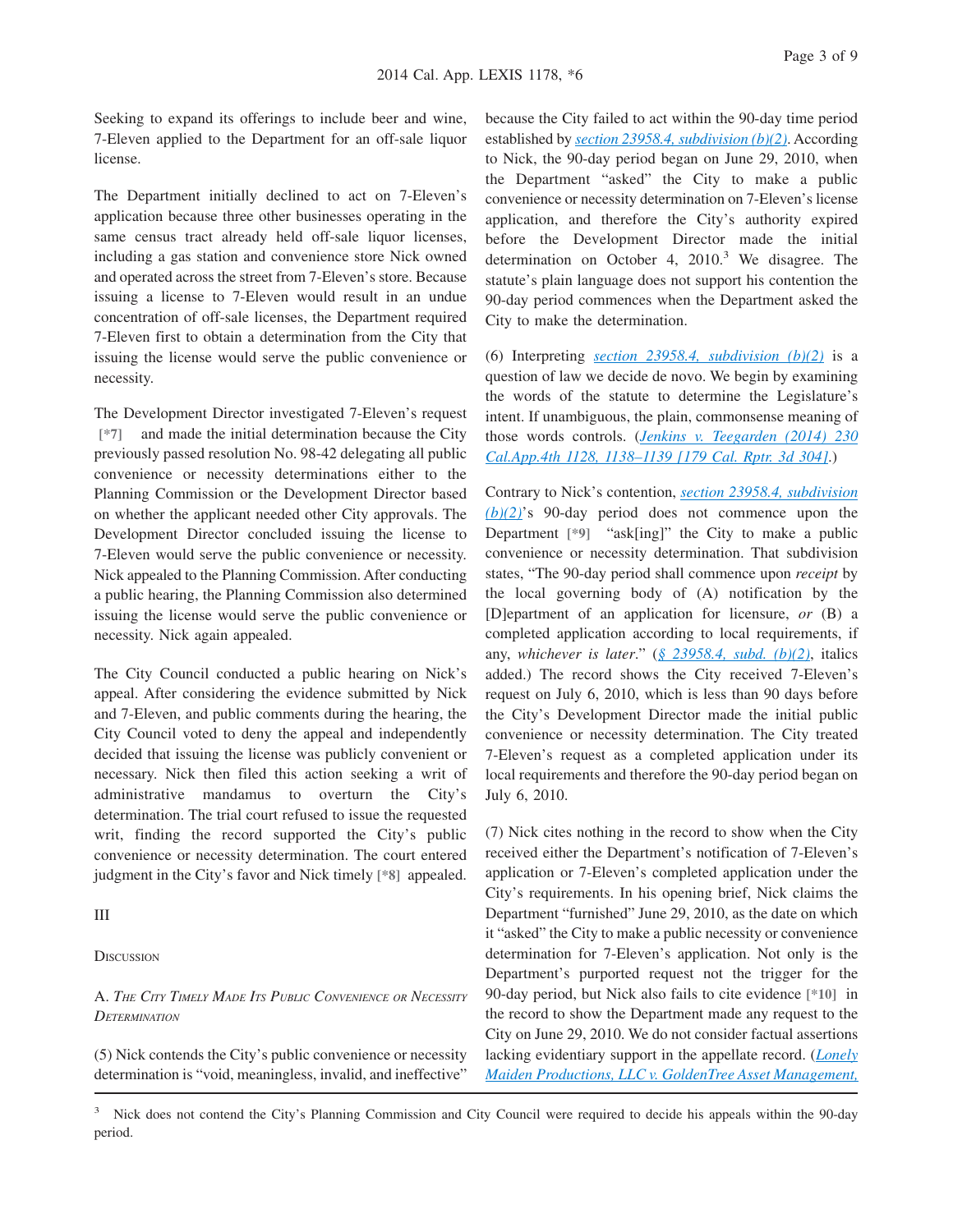Seeking to expand its offerings to include beer and wine, 7-Eleven applied to the Department for an off-sale liquor license.

The Department initially declined to act on 7-Eleven's application because three other businesses operating in the same census tract already held off-sale liquor licenses, including a gas station and convenience store Nick owned and operated across the street from 7-Eleven's store. Because issuing a license to 7-Eleven would result in an undue concentration of off-sale licenses, the Department required 7-Eleven first to obtain a determination from the City that issuing the license would serve the public convenience or necessity.

The Development Director investigated 7-Eleven's request [*7] and made the initial determination because the City previously passed resolution No. 98-42 delegating all public convenience or necessity determinations either to the Planning Commission or the Development Director based on whether the applicant needed other City approvals. The Development Director concluded issuing the license to 7-Eleven would serve the public convenience or necessity. Nick appealed to the Planning Commission. After conducting a public hearing, the Planning Commission also determined issuing the license would serve the public convenience or necessity. Nick again appealed.

The City Council conducted a public hearing on Nick's appeal. After considering the evidence submitted by Nick and 7-Eleven, and public comments during the hearing, the City Council voted to deny the appeal and independently decided that issuing the license was publicly convenient or necessary. Nick then filed this action seeking a writ of administrative mandamus to overturn the City's determination. The trial court refused to issue the requested writ, finding the record supported the City's public convenience or necessity determination. The court entered judgment in the City's favor and Nick timely [*8] appealed.

III

## Discussion

### A. *The City Timely Made Its Public Convenience or Necessity Determination*

(5) Nick contends the City's public convenience or necessity determination is "void, meaningless, invalid, and ineffective" because the City failed to act within the 90-day time period established by *section 23958.4, subdivision (b)(2)*. According to Nick, the 90-day period began on June 29, 2010, when the Department "asked" the City to make a public convenience or necessity determination on 7-Eleven's license application, and therefore the City's authority expired before the Development Director made the initial determination on October 4, 2010.[3] We disagree. The statute's plain language does not support his contention the 90-day period commences when the Department asked the City to make the determination.

(6) Interpreting *section 23958.4, subdivision (b)(2)* is a question of law we decide de novo. We begin by examining the words of the statute to determine the Legislature's intent. If unambiguous, the plain, commonsense meaning of those words controls. (*Jenkins v. Teegarden (2014) 230 Cal.App.4th 1128, 1138–1139 [179 Cal. Rptr. 3d 304]*.)

Contrary to Nick's contention, *section 23958.4, subdivision (b)(2)*'s 90-day period does not commence upon the Department [*9] "ask[ing]" the City to make a public convenience or necessity determination. That subdivision states, "The 90-day period shall commence upon *receipt* by the local governing body of (A) notification by the [D]epartment of an application for licensure, *or* (B) a completed application according to local requirements, if any, *whichever is later*." (*§ 23958.4, subd. (b)(2)*, italics added.) The record shows the City received 7-Eleven's request on July 6, 2010, which is less than 90 days before the City's Development Director made the initial public convenience or necessity determination. The City treated 7-Eleven's request as a completed application under its local requirements and therefore the 90-day period began on July 6, 2010.

(7) Nick cites nothing in the record to show when the City received either the Department's notification of 7-Eleven's application or 7-Eleven's completed application under the City's requirements. In his opening brief, Nick claims the Department "furnished" June 29, 2010, as the date on which it "asked" the City to make a public necessity or convenience determination for 7-Eleven's application. Not only is the Department's purported request not the trigger for the 90-day period, but Nick also fails to cite evidence [*10] in the record to show the Department made any request to the City on June 29, 2010. We do not consider factual assertions lacking evidentiary support in the appellate record. (*Lonely Maiden Productions, LLC v. GoldenTree Asset Management,*

---

[3] Nick does not contend the City's Planning Commission and City Council were required to decide his appeals within the 90-day period.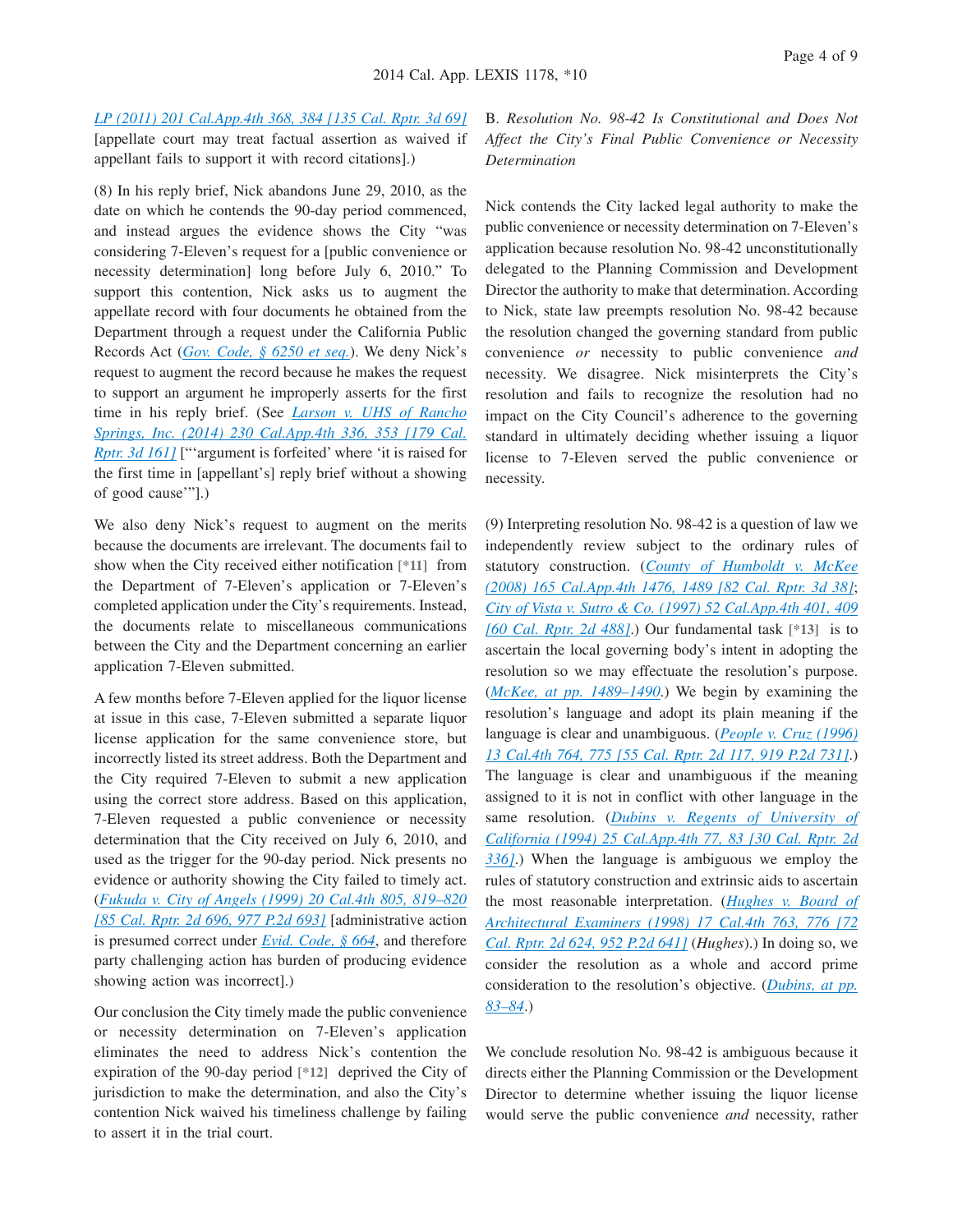LP (2011) 201 Cal.App.4th 368, 384 [135 Cal. Rptr. 3d 69] [appellate court may treat factual assertion as waived if appellant fails to support it with record citations].)

(8) In his reply brief, Nick abandons June 29, 2010, as the date on which he contends the 90-day period commenced, and instead argues the evidence shows the City "was considering 7-Eleven's request for a [public convenience or necessity determination] long before July 6, 2010." To support this contention, Nick asks us to augment the appellate record with four documents he obtained from the Department through a request under the California Public Records Act (Gov. Code, § 6250 et seq.). We deny Nick's request to augment the record because he makes the request to support an argument he improperly asserts for the first time in his reply brief. (See Larson v. UHS of Rancho Springs, Inc. (2014) 230 Cal.App.4th 336, 353 [179 Cal. Rptr. 3d 161] ["'argument is forfeited' where 'it is raised for the first time in [appellant's] reply brief without a showing of good cause'"].)

We also deny Nick's request to augment on the merits because the documents are irrelevant. The documents fail to show when the City received either notification [*11] from the Department of 7-Eleven's application or 7-Eleven's completed application under the City's requirements. Instead, the documents relate to miscellaneous communications between the City and the Department concerning an earlier application 7-Eleven submitted.

A few months before 7-Eleven applied for the liquor license at issue in this case, 7-Eleven submitted a separate liquor license application for the same convenience store, but incorrectly listed its street address. Both the Department and the City required 7-Eleven to submit a new application using the correct store address. Based on this application, 7-Eleven requested a public convenience or necessity determination that the City received on July 6, 2010, and used as the trigger for the 90-day period. Nick presents no evidence or authority showing the City failed to timely act. (Fukuda v. City of Angels (1999) 20 Cal.4th 805, 819–820 [85 Cal. Rptr. 2d 696, 977 P.2d 693] [administrative action is presumed correct under Evid. Code, § 664, and therefore party challenging action has burden of producing evidence showing action was incorrect].)

Our conclusion the City timely made the public convenience or necessity determination on 7-Eleven's application eliminates the need to address Nick's contention the expiration of the 90-day period [*12] deprived the City of jurisdiction to make the determination, and also the City's contention Nick waived his timeliness challenge by failing to assert it in the trial court.

B. *Resolution No. 98-42 Is Constitutional and Does Not Affect the City's Final Public Convenience or Necessity Determination*

Nick contends the City lacked legal authority to make the public convenience or necessity determination on 7-Eleven's application because resolution No. 98-42 unconstitutionally delegated to the Planning Commission and Development Director the authority to make that determination. According to Nick, state law preempts resolution No. 98-42 because the resolution changed the governing standard from public convenience *or* necessity to public convenience *and* necessity. We disagree. Nick misinterprets the City's resolution and fails to recognize the resolution had no impact on the City Council's adherence to the governing standard in ultimately deciding whether issuing a liquor license to 7-Eleven served the public convenience or necessity.

(9) Interpreting resolution No. 98-42 is a question of law we independently review subject to the ordinary rules of statutory construction. (County of Humboldt v. McKee (2008) 165 Cal.App.4th 1476, 1489 [82 Cal. Rptr. 3d 38]; City of Vista v. Sutro & Co. (1997) 52 Cal.App.4th 401, 409 [60 Cal. Rptr. 2d 488].) Our fundamental task [*13] is to ascertain the local governing body's intent in adopting the resolution so we may effectuate the resolution's purpose. (McKee, at pp. 1489–1490.) We begin by examining the resolution's language and adopt its plain meaning if the language is clear and unambiguous. (People v. Cruz (1996) 13 Cal.4th 764, 775 [55 Cal. Rptr. 2d 117, 919 P.2d 731].) The language is clear and unambiguous if the meaning assigned to it is not in conflict with other language in the same resolution. (Dubins v. Regents of University of California (1994) 25 Cal.App.4th 77, 83 [30 Cal. Rptr. 2d 336].) When the language is ambiguous we employ the rules of statutory construction and extrinsic aids to ascertain the most reasonable interpretation. (Hughes v. Board of Architectural Examiners (1998) 17 Cal.4th 763, 776 [72 Cal. Rptr. 2d 624, 952 P.2d 641] (*Hughes*).) In doing so, we consider the resolution as a whole and accord prime consideration to the resolution's objective. (Dubins, at pp. 83–84.)

We conclude resolution No. 98-42 is ambiguous because it directs either the Planning Commission or the Development Director to determine whether issuing the liquor license would serve the public convenience *and* necessity, rather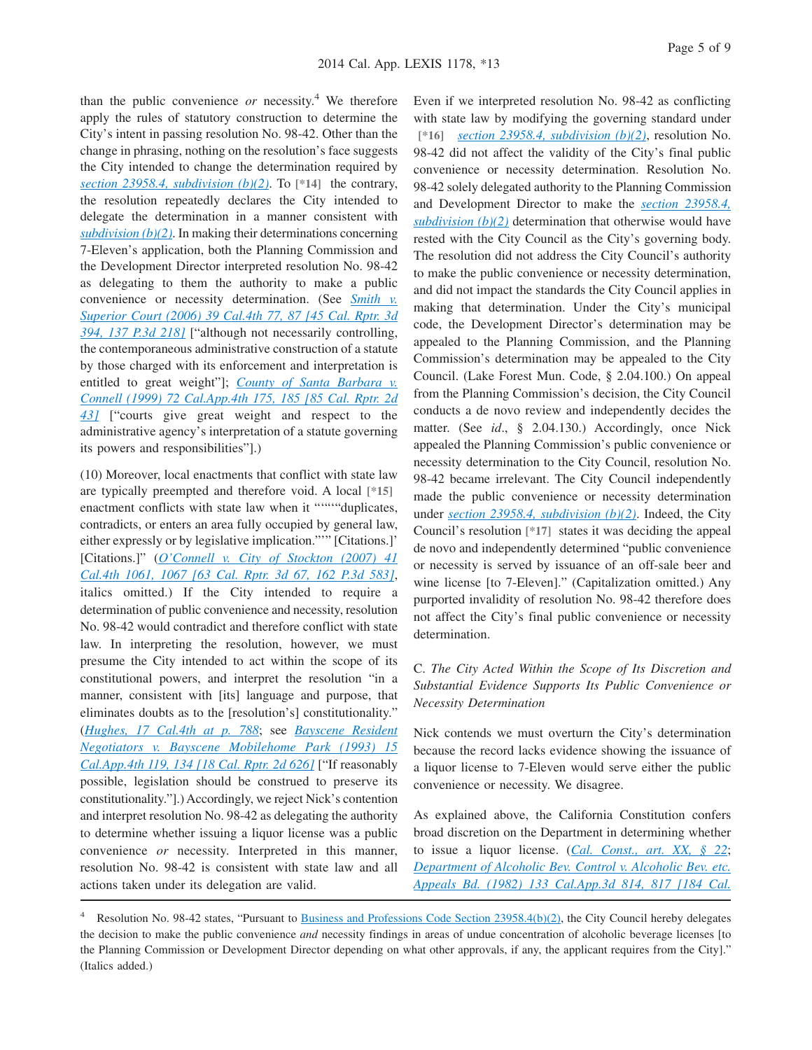than the public convenience *or* necessity.[4] We therefore apply the rules of statutory construction to determine the City's intent in passing resolution No. 98-42. Other than the change in phrasing, nothing on the resolution's face suggests the City intended to change the determination required by section 23958.4, subdivision (b)(2). To [*14] the contrary, the resolution repeatedly declares the City intended to delegate the determination in a manner consistent with subdivision (b)(2). In making their determinations concerning 7-Eleven's application, both the Planning Commission and the Development Director interpreted resolution No. 98-42 as delegating to them the authority to make a public convenience or necessity determination. (See *Smith v. Superior Court (2006) 39 Cal.4th 77, 87 [45 Cal. Rptr. 3d 394, 137 P.3d 218]* ["although not necessarily controlling, the contemporaneous administrative construction of a statute by those charged with its enforcement and interpretation is entitled to great weight"]; *County of Santa Barbara v. Connell (1999) 72 Cal.App.4th 175, 185 [85 Cal. Rptr. 2d 43]* ["courts give great weight and respect to the administrative agency's interpretation of a statute governing its powers and responsibilities"].)

(10) Moreover, local enactments that conflict with state law are typically preempted and therefore void. A local [*15] enactment conflicts with state law when it """"duplicates, contradicts, or enters an area fully occupied by general law, either expressly or by legislative implication."""" [Citations.]' [Citations.]" (*O'Connell v. City of Stockton (2007) 41 Cal.4th 1061, 1067 [63 Cal. Rptr. 3d 67, 162 P.3d 583]*, italics omitted.) If the City intended to require a determination of public convenience and necessity, resolution No. 98-42 would contradict and therefore conflict with state law. In interpreting the resolution, however, we must presume the City intended to act within the scope of its constitutional powers, and interpret the resolution "in a manner, consistent with [its] language and purpose, that eliminates doubts as to the [resolution's] constitutionality." (*Hughes, 17 Cal.4th at p. 788*; see *Bayscene Resident Negotiators v. Bayscene Mobilehome Park (1993) 15 Cal.App.4th 119, 134 [18 Cal. Rptr. 2d 626]* ["If reasonably possible, legislation should be construed to preserve its constitutionality."].) Accordingly, we reject Nick's contention and interpret resolution No. 98-42 as delegating the authority to determine whether issuing a liquor license was a public convenience *or* necessity. Interpreted in this manner, resolution No. 98-42 is consistent with state law and all actions taken under its delegation are valid.

Even if we interpreted resolution No. 98-42 as conflicting with state law by modifying the governing standard under [*16] section 23958.4, subdivision (b)(2), resolution No. 98-42 did not affect the validity of the City's final public convenience or necessity determination. Resolution No. 98-42 solely delegated authority to the Planning Commission and Development Director to make the section 23958.4, subdivision (b)(2) determination that otherwise would have rested with the City Council as the City's governing body. The resolution did not address the City Council's authority to make the public convenience or necessity determination, and did not impact the standards the City Council applies in making that determination. Under the City's municipal code, the Development Director's determination may be appealed to the Planning Commission, and the Planning Commission's determination may be appealed to the City Council. (Lake Forest Mun. Code, § 2.04.100.) On appeal from the Planning Commission's decision, the City Council conducts a de novo review and independently decides the matter. (See *id.*, § 2.04.130.) Accordingly, once Nick appealed the Planning Commission's public convenience or necessity determination to the City Council, resolution No. 98-42 became irrelevant. The City Council independently made the public convenience or necessity determination under section 23958.4, subdivision (b)(2). Indeed, the City Council's resolution [*17] states it was deciding the appeal de novo and independently determined "public convenience or necessity is served by issuance of an off-sale beer and wine license [to 7-Eleven]." (Capitalization omitted.) Any purported invalidity of resolution No. 98-42 therefore does not affect the City's final public convenience or necessity determination.

C. *The City Acted Within the Scope of Its Discretion and Substantial Evidence Supports Its Public Convenience or Necessity Determination*

Nick contends we must overturn the City's determination because the record lacks evidence showing the issuance of a liquor license to 7-Eleven would serve either the public convenience or necessity. We disagree.

As explained above, the California Constitution confers broad discretion on the Department in determining whether to issue a liquor license. (*Cal. Const., art. XX, § 22*; *Department of Alcoholic Bev. Control v. Alcoholic Bev. etc. Appeals Bd. (1982) 133 Cal.App.3d 814, 817 [184 Cal.*

---

[4] Resolution No. 98-42 states, "Pursuant to Business and Professions Code Section 23958.4(b)(2), the City Council hereby delegates the decision to make the public convenience *and* necessity findings in areas of undue concentration of alcoholic beverage licenses [to the Planning Commission or Development Director depending on what other approvals, if any, the applicant requires from the City]." (Italics added.)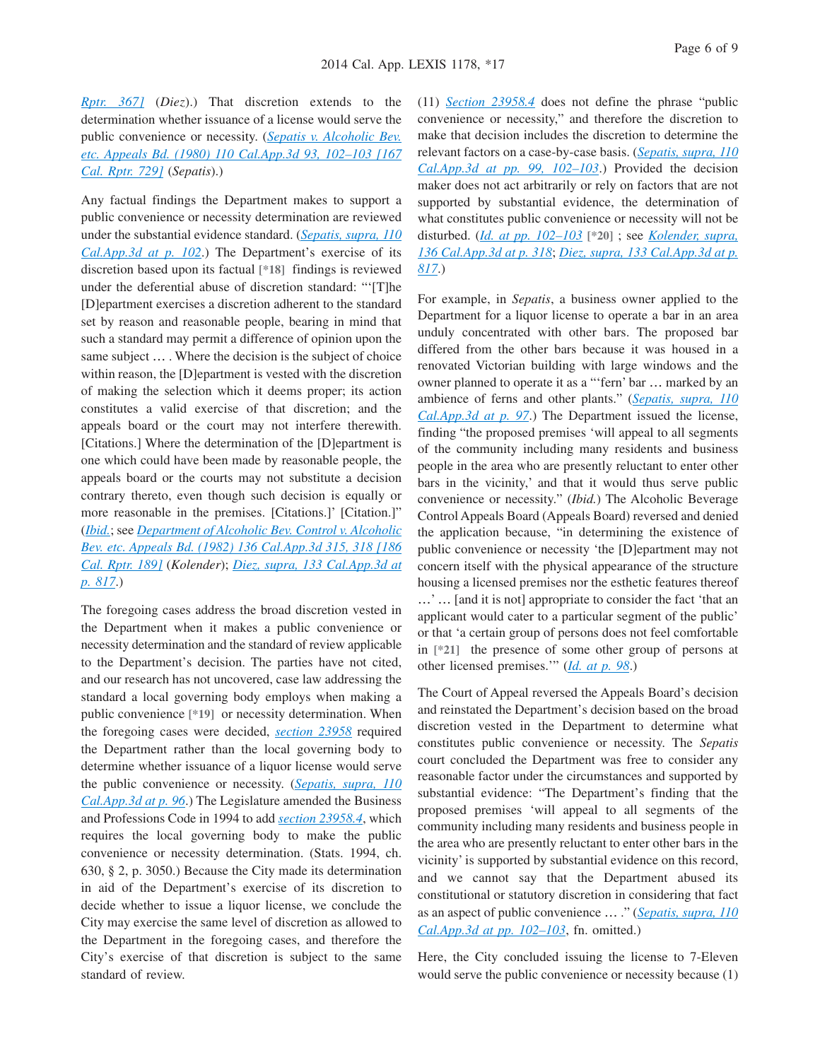Rptr. 367] (*Diez*).) That discretion extends to the determination whether issuance of a license would serve the public convenience or necessity. (*Sepatis v. Alcoholic Bev. etc. Appeals Bd. (1980) 110 Cal.App.3d 93, 102–103 [167 Cal. Rptr. 729]* (*Sepatis*).)

Any factual findings the Department makes to support a public convenience or necessity determination are reviewed under the substantial evidence standard. (*Sepatis, supra, 110 Cal.App.3d at p. 102*.) The Department's exercise of its discretion based upon its factual [*18] findings is reviewed under the deferential abuse of discretion standard: "'[T]he [D]epartment exercises a discretion adherent to the standard set by reason and reasonable people, bearing in mind that such a standard may permit a difference of opinion upon the same subject … . Where the decision is the subject of choice within reason, the [D]epartment is vested with the discretion of making the selection which it deems proper; its action constitutes a valid exercise of that discretion; and the appeals board or the court may not interfere therewith. [Citations.] Where the determination of the [D]epartment is one which could have been made by reasonable people, the appeals board or the courts may not substitute a decision contrary thereto, even though such decision is equally or more reasonable in the premises. [Citations.]' [Citation.]" (*Ibid.*; see *Department of Alcoholic Bev. Control v. Alcoholic Bev. etc. Appeals Bd. (1982) 136 Cal.App.3d 315, 318 [186 Cal. Rptr. 189]* (*Kolender*); *Diez, supra, 133 Cal.App.3d at p. 817*.)

The foregoing cases address the broad discretion vested in the Department when it makes a public convenience or necessity determination and the standard of review applicable to the Department's decision. The parties have not cited, and our research has not uncovered, case law addressing the standard a local governing body employs when making a public convenience [*19] or necessity determination. When the foregoing cases were decided, *section 23958* required the Department rather than the local governing body to determine whether issuance of a liquor license would serve the public convenience or necessity. (*Sepatis, supra, 110 Cal.App.3d at p. 96*.) The Legislature amended the Business and Professions Code in 1994 to add *section 23958.4*, which requires the local governing body to make the public convenience or necessity determination. (Stats. 1994, ch. 630, § 2, p. 3050.) Because the City made its determination in aid of the Department's exercise of its discretion to decide whether to issue a liquor license, we conclude the City may exercise the same level of discretion as allowed to the Department in the foregoing cases, and therefore the City's exercise of that discretion is subject to the same standard of review.

(11) *Section 23958.4* does not define the phrase "public convenience or necessity," and therefore the discretion to make that decision includes the discretion to determine the relevant factors on a case-by-case basis. (*Sepatis, supra, 110 Cal.App.3d at pp. 99, 102–103*.) Provided the decision maker does not act arbitrarily or rely on factors that are not supported by substantial evidence, the determination of what constitutes public convenience or necessity will not be disturbed. (*Id. at pp. 102–103* [*20] ; see *Kolender, supra, 136 Cal.App.3d at p. 318*; *Diez, supra, 133 Cal.App.3d at p. 817*.)

For example, in *Sepatis*, a business owner applied to the Department for a liquor license to operate a bar in an area unduly concentrated with other bars. The proposed bar differed from the other bars because it was housed in a renovated Victorian building with large windows and the owner planned to operate it as a "'fern' bar … marked by an ambience of ferns and other plants." (*Sepatis, supra, 110 Cal.App.3d at p. 97*.) The Department issued the license, finding "the proposed premises 'will appeal to all segments of the community including many residents and business people in the area who are presently reluctant to enter other bars in the vicinity,' and that it would thus serve public convenience or necessity." (*Ibid.*) The Alcoholic Beverage Control Appeals Board (Appeals Board) reversed and denied the application because, "in determining the existence of public convenience or necessity 'the [D]epartment may not concern itself with the physical appearance of the structure housing a licensed premises nor the esthetic features thereof …' … [and it is not] appropriate to consider the fact 'that an applicant would cater to a particular segment of the public' or that 'a certain group of persons does not feel comfortable in [*21] the presence of some other group of persons at other licensed premises.'" (*Id. at p. 98*.)

The Court of Appeal reversed the Appeals Board's decision and reinstated the Department's decision based on the broad discretion vested in the Department to determine what constitutes public convenience or necessity. The *Sepatis* court concluded the Department was free to consider any reasonable factor under the circumstances and supported by substantial evidence: "The Department's finding that the proposed premises 'will appeal to all segments of the community including many residents and business people in the area who are presently reluctant to enter other bars in the vicinity' is supported by substantial evidence on this record, and we cannot say that the Department abused its constitutional or statutory discretion in considering that fact as an aspect of public convenience … ." (*Sepatis, supra, 110 Cal.App.3d at pp. 102–103*, fn. omitted.)

Here, the City concluded issuing the license to 7-Eleven would serve the public convenience or necessity because (1)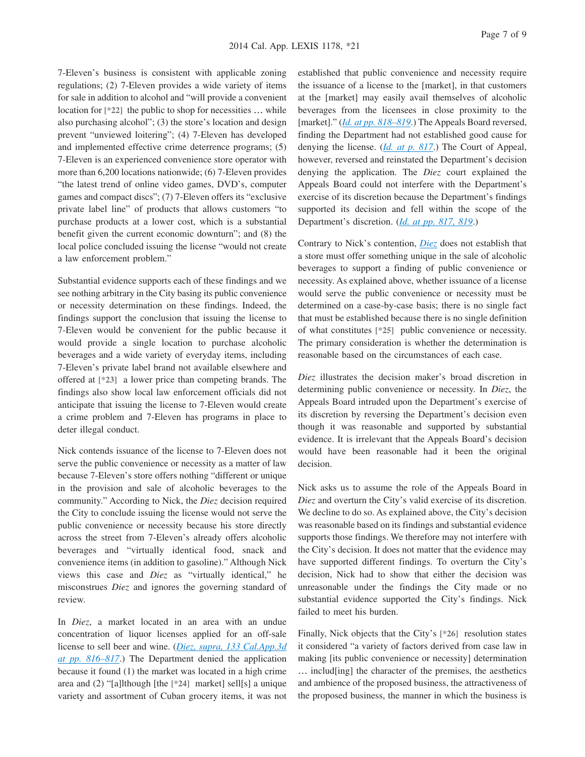7-Eleven's business is consistent with applicable zoning regulations; (2) 7-Eleven provides a wide variety of items for sale in addition to alcohol and "will provide a convenient location for [*22] the public to shop for necessities … while also purchasing alcohol"; (3) the store's location and design prevent "unviewed loitering"; (4) 7-Eleven has developed and implemented effective crime deterrence programs; (5) 7-Eleven is an experienced convenience store operator with more than 6,200 locations nationwide; (6) 7-Eleven provides "the latest trend of online video games, DVD's, computer games and compact discs"; (7) 7-Eleven offers its "exclusive private label line" of products that allows customers "to purchase products at a lower cost, which is a substantial benefit given the current economic downturn"; and (8) the local police concluded issuing the license "would not create a law enforcement problem."

Substantial evidence supports each of these findings and we see nothing arbitrary in the City basing its public convenience or necessity determination on these findings. Indeed, the findings support the conclusion that issuing the license to 7-Eleven would be convenient for the public because it would provide a single location to purchase alcoholic beverages and a wide variety of everyday items, including 7-Eleven's private label brand not available elsewhere and offered at [*23] a lower price than competing brands. The findings also show local law enforcement officials did not anticipate that issuing the license to 7-Eleven would create a crime problem and 7-Eleven has programs in place to deter illegal conduct.

Nick contends issuance of the license to 7-Eleven does not serve the public convenience or necessity as a matter of law because 7-Eleven's store offers nothing "different or unique in the provision and sale of alcoholic beverages to the community." According to Nick, the *Diez* decision required the City to conclude issuing the license would not serve the public convenience or necessity because his store directly across the street from 7-Eleven's already offers alcoholic beverages and "virtually identical food, snack and convenience items (in addition to gasoline)." Although Nick views this case and *Diez* as "virtually identical," he misconstrues *Diez* and ignores the governing standard of review.

In *Diez*, a market located in an area with an undue concentration of liquor licenses applied for an off-sale license to sell beer and wine. (*Diez, supra, 133 Cal.App.3d at pp. 816–817*.) The Department denied the application because it found (1) the market was located in a high crime area and (2) "[a]lthough [the [*24] market] sell[s] a unique variety and assortment of Cuban grocery items, it was not established that public convenience and necessity require the issuance of a license to the [market], in that customers at the [market] may easily avail themselves of alcoholic beverages from the licensees in close proximity to the [market]." (*Id. at pp. 818–819*.) The Appeals Board reversed, finding the Department had not established good cause for denying the license. (*Id. at p. 817*.) The Court of Appeal, however, reversed and reinstated the Department's decision denying the application. The *Diez* court explained the Appeals Board could not interfere with the Department's exercise of its discretion because the Department's findings supported its decision and fell within the scope of the Department's discretion. (*Id. at pp. 817, 819*.)

Contrary to Nick's contention, *Diez* does not establish that a store must offer something unique in the sale of alcoholic beverages to support a finding of public convenience or necessity. As explained above, whether issuance of a license would serve the public convenience or necessity must be determined on a case-by-case basis; there is no single fact that must be established because there is no single definition of what constitutes [*25] public convenience or necessity. The primary consideration is whether the determination is reasonable based on the circumstances of each case.

*Diez* illustrates the decision maker's broad discretion in determining public convenience or necessity. In *Diez*, the Appeals Board intruded upon the Department's exercise of its discretion by reversing the Department's decision even though it was reasonable and supported by substantial evidence. It is irrelevant that the Appeals Board's decision would have been reasonable had it been the original decision.

Nick asks us to assume the role of the Appeals Board in *Diez* and overturn the City's valid exercise of its discretion. We decline to do so. As explained above, the City's decision was reasonable based on its findings and substantial evidence supports those findings. We therefore may not interfere with the City's decision. It does not matter that the evidence may have supported different findings. To overturn the City's decision, Nick had to show that either the decision was unreasonable under the findings the City made or no substantial evidence supported the City's findings. Nick failed to meet his burden.

Finally, Nick objects that the City's [*26] resolution states it considered "a variety of factors derived from case law in making [its public convenience or necessity] determination … includ[ing] the character of the premises, the aesthetics and ambience of the proposed business, the attractiveness of the proposed business, the manner in which the business is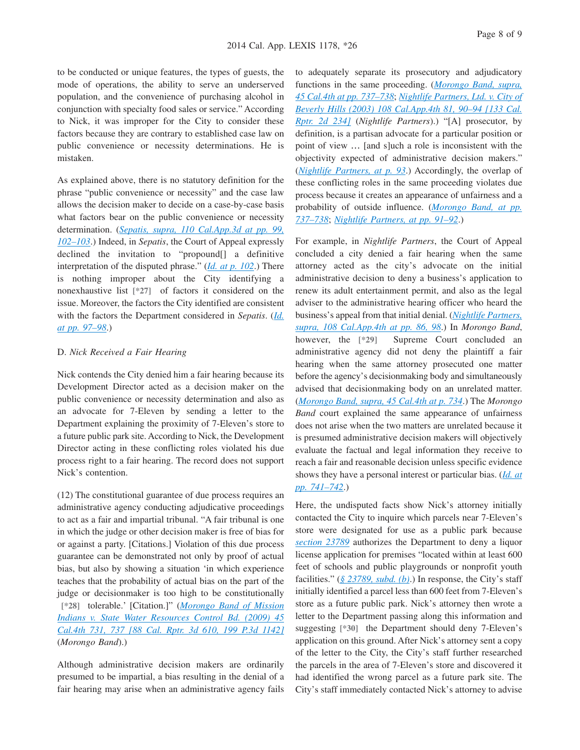to be conducted or unique features, the types of guests, the mode of operations, the ability to serve an underserved population, and the convenience of purchasing alcohol in conjunction with specialty food sales or service." According to Nick, it was improper for the City to consider these factors because they are contrary to established case law on public convenience or necessity determinations. He is mistaken.

As explained above, there is no statutory definition for the phrase "public convenience or necessity" and the case law allows the decision maker to decide on a case-by-case basis what factors bear on the public convenience or necessity determination. (*Sepatis, supra, 110 Cal.App.3d at pp. 99, 102–103*.) Indeed, in *Sepatis*, the Court of Appeal expressly declined the invitation to "propound[] a definitive interpretation of the disputed phrase." (*Id. at p. 102*.) There is nothing improper about the City identifying a nonexhaustive list [*27] of factors it considered on the issue. Moreover, the factors the City identified are consistent with the factors the Department considered in *Sepatis*. (*Id. at pp. 97–98*.)

D. *Nick Received a Fair Hearing*

Nick contends the City denied him a fair hearing because its Development Director acted as a decision maker on the public convenience or necessity determination and also as an advocate for 7-Eleven by sending a letter to the Department explaining the proximity of 7-Eleven's store to a future public park site. According to Nick, the Development Director acting in these conflicting roles violated his due process right to a fair hearing. The record does not support Nick's contention.

(12) The constitutional guarantee of due process requires an administrative agency conducting adjudicative proceedings to act as a fair and impartial tribunal. "A fair tribunal is one in which the judge or other decision maker is free of bias for or against a party. [Citations.] Violation of this due process guarantee can be demonstrated not only by proof of actual bias, but also by showing a situation 'in which experience teaches that the probability of actual bias on the part of the judge or decisionmaker is too high to be constitutionally [*28] tolerable.' [Citation.]" (*Morongo Band of Mission Indians v. State Water Resources Control Bd. (2009) 45 Cal.4th 731, 737 [88 Cal. Rptr. 3d 610, 199 P.3d 1142]* (*Morongo Band*).)

Although administrative decision makers are ordinarily presumed to be impartial, a bias resulting in the denial of a fair hearing may arise when an administrative agency fails to adequately separate its prosecutory and adjudicatory functions in the same proceeding. (*Morongo Band, supra, 45 Cal.4th at pp. 737–738*; *Nightlife Partners, Ltd. v. City of Beverly Hills (2003) 108 Cal.App.4th 81, 90–94 [133 Cal. Rptr. 2d 234]* (*Nightlife Partners*).) "[A] prosecutor, by definition, is a partisan advocate for a particular position or point of view … [and s]uch a role is inconsistent with the objectivity expected of administrative decision makers." (*Nightlife Partners, at p. 93*.) Accordingly, the overlap of these conflicting roles in the same proceeding violates due process because it creates an appearance of unfairness and a probability of outside influence. (*Morongo Band, at pp. 737–738*; *Nightlife Partners, at pp. 91–92*.)

For example, in *Nightlife Partners*, the Court of Appeal concluded a city denied a fair hearing when the same attorney acted as the city's advocate on the initial administrative decision to deny a business's application to renew its adult entertainment permit, and also as the legal adviser to the administrative hearing officer who heard the business's appeal from that initial denial. (*Nightlife Partners, supra, 108 Cal.App.4th at pp. 86, 98*.) In *Morongo Band*, however, the [*29] Supreme Court concluded an administrative agency did not deny the plaintiff a fair hearing when the same attorney prosecuted one matter before the agency's decisionmaking body and simultaneously advised that decisionmaking body on an unrelated matter. (*Morongo Band, supra, 45 Cal.4th at p. 734*.) The *Morongo Band* court explained the same appearance of unfairness does not arise when the two matters are unrelated because it is presumed administrative decision makers will objectively evaluate the factual and legal information they receive to reach a fair and reasonable decision unless specific evidence shows they have a personal interest or particular bias. (*Id. at pp. 741–742*.)

Here, the undisputed facts show Nick's attorney initially contacted the City to inquire which parcels near 7-Eleven's store were designated for use as a public park because *section 23789* authorizes the Department to deny a liquor license application for premises "located within at least 600 feet of schools and public playgrounds or nonprofit youth facilities." (*§ 23789, subd. (b)*.) In response, the City's staff initially identified a parcel less than 600 feet from 7-Eleven's store as a future public park. Nick's attorney then wrote a letter to the Department passing along this information and suggesting [*30] the Department should deny 7-Eleven's application on this ground. After Nick's attorney sent a copy of the letter to the City, the City's staff further researched the parcels in the area of 7-Eleven's store and discovered it had identified the wrong parcel as a future park site. The City's staff immediately contacted Nick's attorney to advise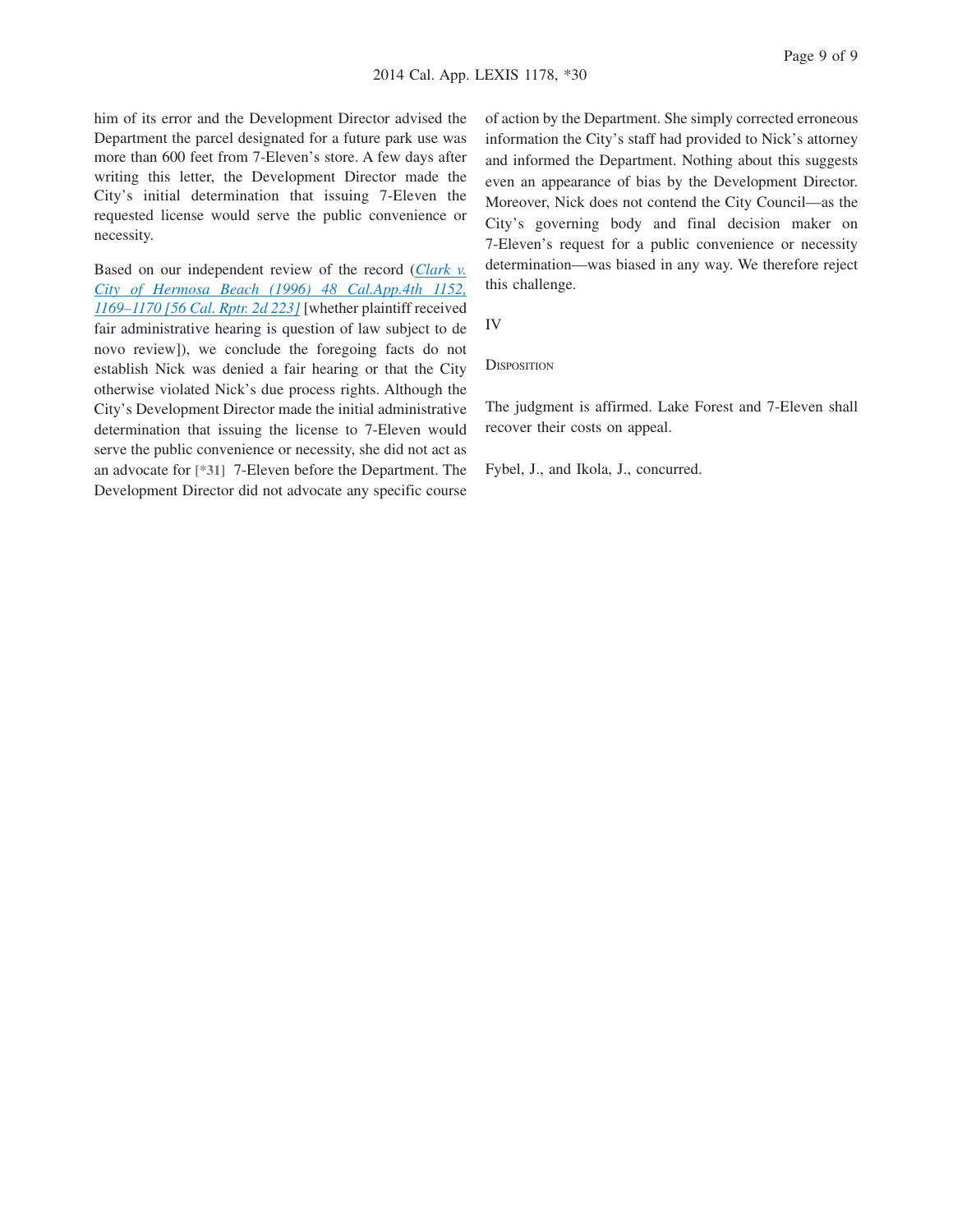him of its error and the Development Director advised the Department the parcel designated for a future park use was more than 600 feet from 7-Eleven's store. A few days after writing this letter, the Development Director made the City's initial determination that issuing 7-Eleven the requested license would serve the public convenience or necessity.

Based on our independent review of the record (*Clark v. City of Hermosa Beach (1996) 48 Cal.App.4th 1152, 1169–1170 [56 Cal. Rptr. 2d 223]* [whether plaintiff received fair administrative hearing is question of law subject to de novo review]), we conclude the foregoing facts do not establish Nick was denied a fair hearing or that the City otherwise violated Nick's due process rights. Although the City's Development Director made the initial administrative determination that issuing the license to 7-Eleven would serve the public convenience or necessity, she did not act as an advocate for [*31] 7-Eleven before the Department. The Development Director did not advocate any specific course of action by the Department. She simply corrected erroneous information the City's staff had provided to Nick's attorney and informed the Department. Nothing about this suggests even an appearance of bias by the Development Director. Moreover, Nick does not contend the City Council—as the City's governing body and final decision maker on 7-Eleven's request for a public convenience or necessity determination—was biased in any way. We therefore reject this challenge.

IV

Disposition

The judgment is affirmed. Lake Forest and 7-Eleven shall recover their costs on appeal.

Fybel, J., and Ikola, J., concurred.